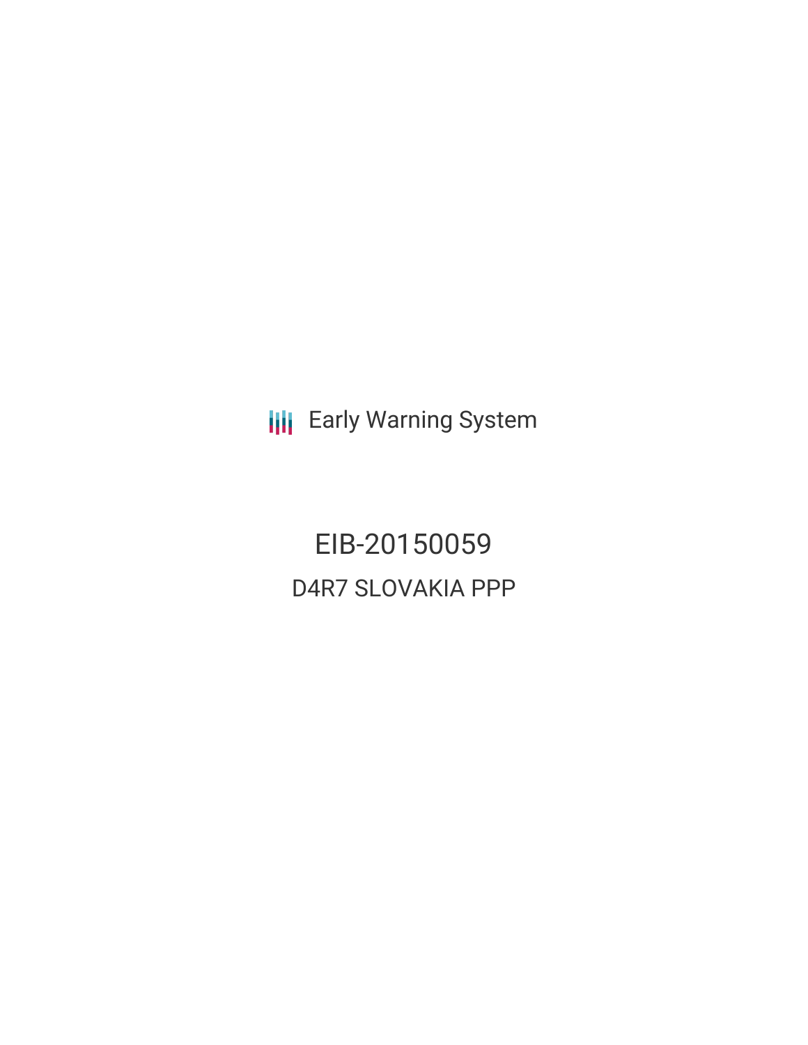Early Warning System

# EIB-20150059

## D4R7 SLOVAKIA PPP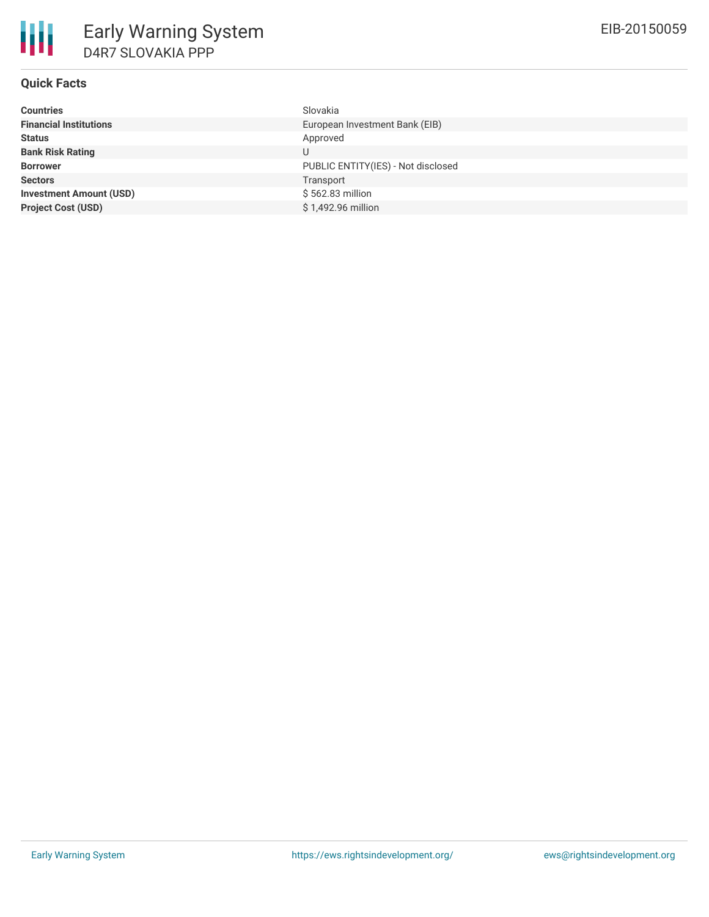# Early Warning System

## D4R7 SLOVAKIA PPP

EIB-20150059

### Quick Facts

| | |
|---|---|
| **Countries** | Slovakia |
| **Financial Institutions** | European Investment Bank (EIB) |
| **Status** | Approved |
| **Bank Risk Rating** | U |
| **Borrower** | PUBLIC ENTITY(IES) - Not disclosed |
| **Sectors** | Transport |
| **Investment Amount (USD)** | $ 562.83 million |
| **Project Cost (USD)** | $ 1,492.96 million |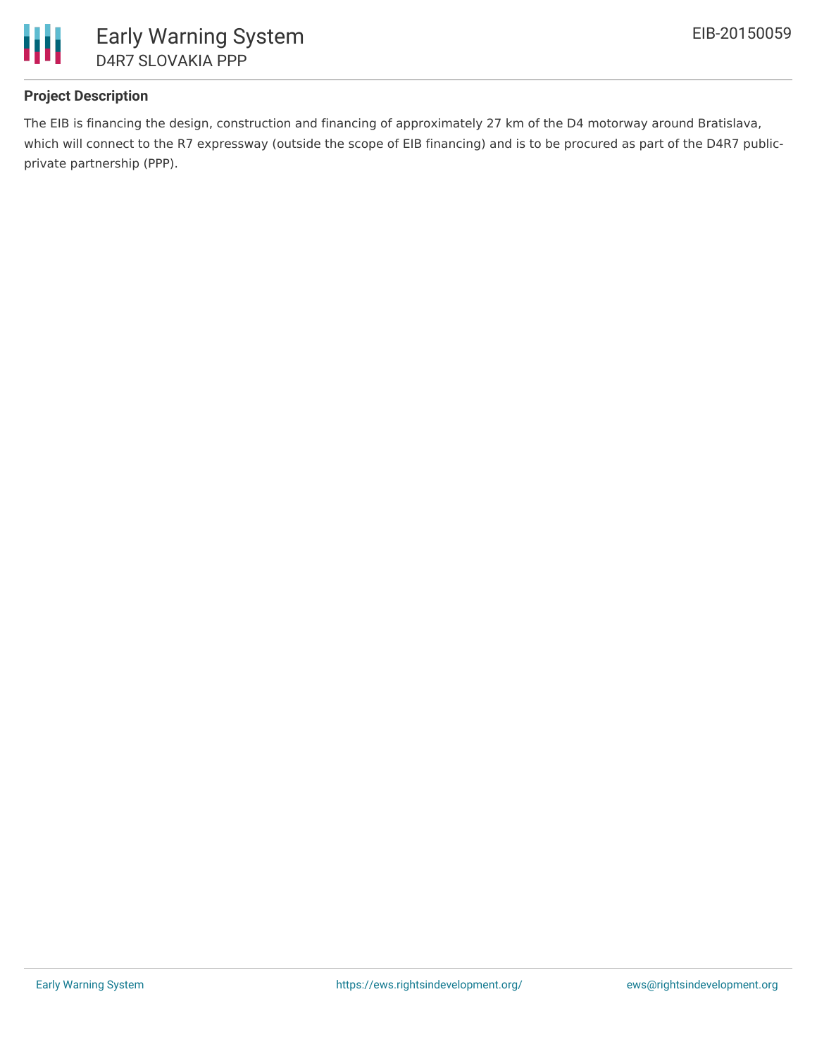**Project Description**

The EIB is financing the design, construction and financing of approximately 27 km of the D4 motorway around Bratislava, which will connect to the R7 expressway (outside the scope of EIB financing) and is to be procured as part of the D4R7 public-private partnership (PPP).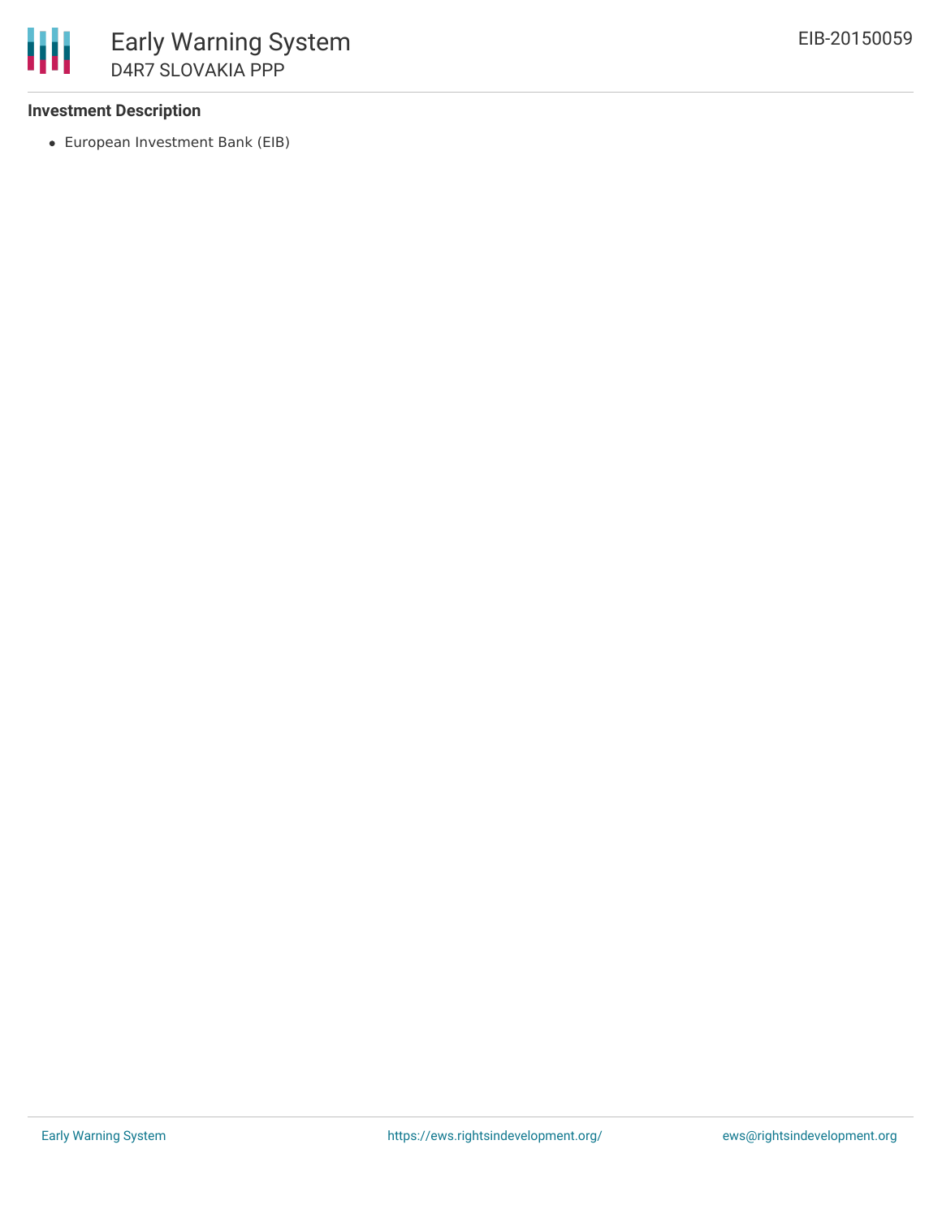**Investment Description**

- European Investment Bank (EIB)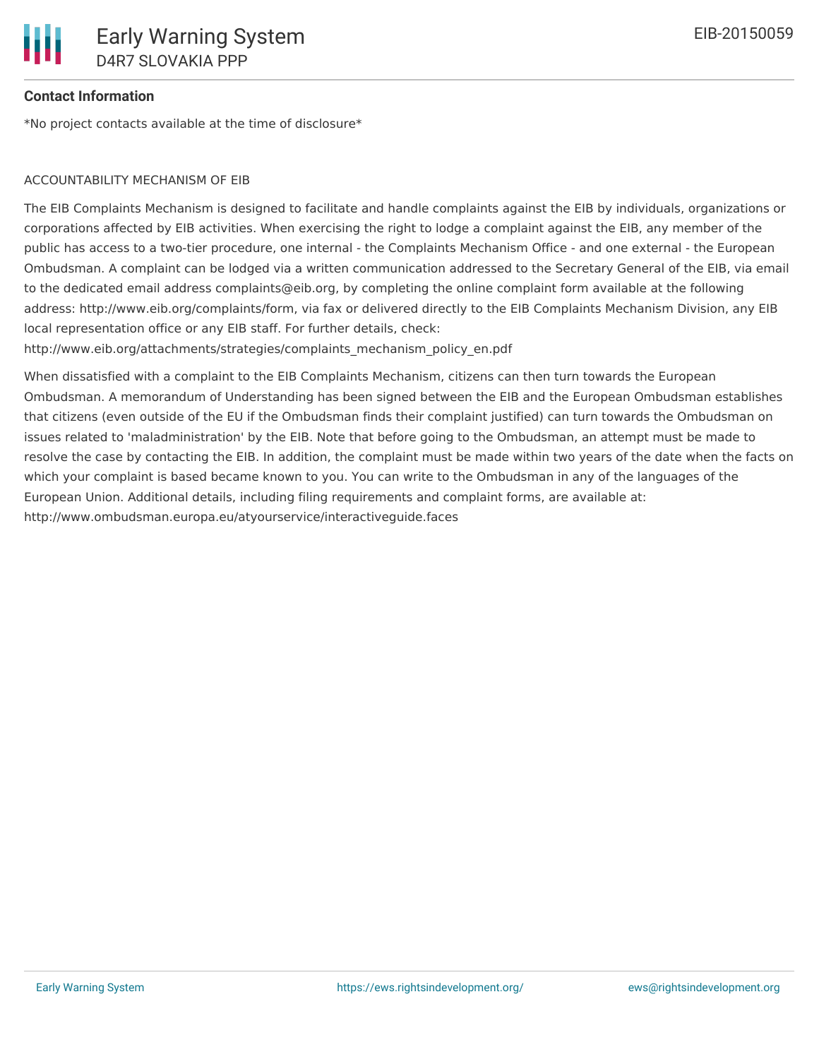**Contact Information**

*No project contacts available at the time of disclosure*

ACCOUNTABILITY MECHANISM OF EIB

The EIB Complaints Mechanism is designed to facilitate and handle complaints against the EIB by individuals, organizations or corporations affected by EIB activities. When exercising the right to lodge a complaint against the EIB, any member of the public has access to a two-tier procedure, one internal - the Complaints Mechanism Office - and one external - the European Ombudsman. A complaint can be lodged via a written communication addressed to the Secretary General of the EIB, via email to the dedicated email address complaints@eib.org, by completing the online complaint form available at the following address: http://www.eib.org/complaints/form, via fax or delivered directly to the EIB Complaints Mechanism Division, any EIB local representation office or any EIB staff. For further details, check: http://www.eib.org/attachments/strategies/complaints_mechanism_policy_en.pdf

When dissatisfied with a complaint to the EIB Complaints Mechanism, citizens can then turn towards the European Ombudsman. A memorandum of Understanding has been signed between the EIB and the European Ombudsman establishes that citizens (even outside of the EU if the Ombudsman finds their complaint justified) can turn towards the Ombudsman on issues related to 'maladministration' by the EIB. Note that before going to the Ombudsman, an attempt must be made to resolve the case by contacting the EIB. In addition, the complaint must be made within two years of the date when the facts on which your complaint is based became known to you. You can write to the Ombudsman in any of the languages of the European Union. Additional details, including filing requirements and complaint forms, are available at: http://www.ombudsman.europa.eu/atyourservice/interactiveguide.faces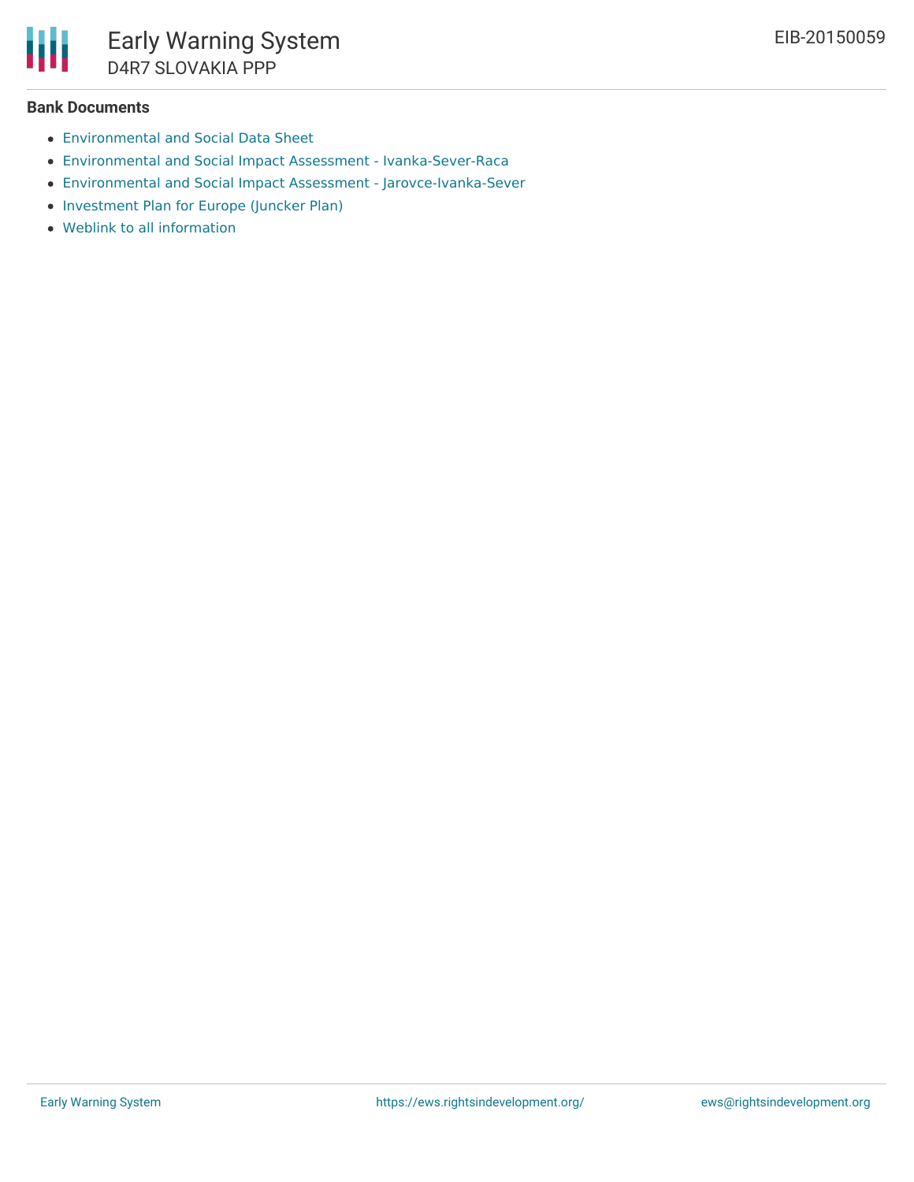**Bank Documents**

- Environmental and Social Data Sheet
- Environmental and Social Impact Assessment - Ivanka-Sever-Raca
- Environmental and Social Impact Assessment - Jarovce-Ivanka-Sever
- Investment Plan for Europe (Juncker Plan)
- Weblink to all information